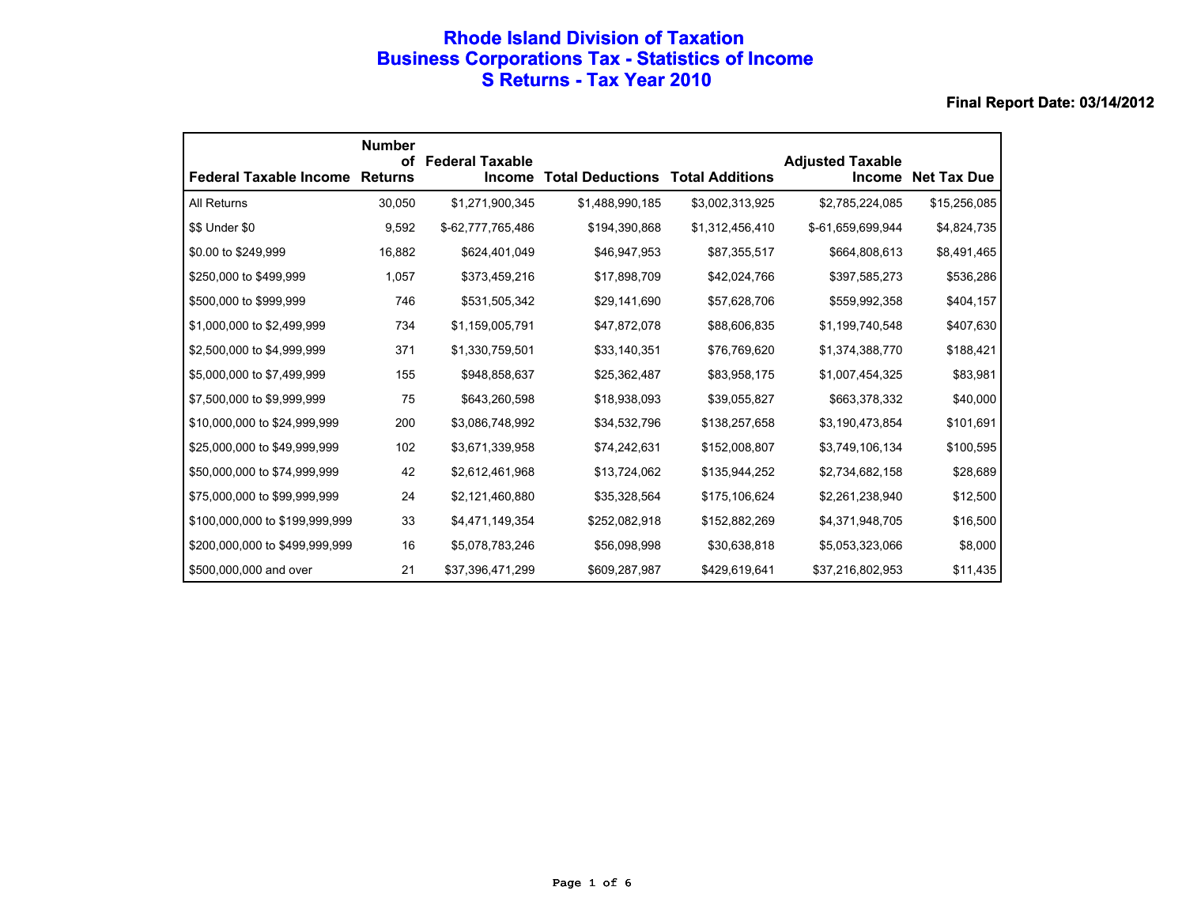# Rhode Island Division of Taxation
# Business Corporations Tax - Statistics of Income
# S Returns - Tax Year 2010

**Final Report Date: 03/14/2012**

| Federal Taxable Income | Number of Returns | Federal Taxable Income | Total Deductions | Total Additions | Adjusted Taxable Income | Net Tax Due |
|---|---|---|---|---|---|---|
| All Returns | 30,050 | $1,271,900,345 | $1,488,990,185 | $3,002,313,925 | $2,785,224,085 | $15,256,085 |
| $$ Under $0 | 9,592 | $-62,777,765,486 | $194,390,868 | $1,312,456,410 | $-61,659,699,944 | $4,824,735 |
| $0.00 to $249,999 | 16,882 | $624,401,049 | $46,947,953 | $87,355,517 | $664,808,613 | $8,491,465 |
| $250,000 to $499,999 | 1,057 | $373,459,216 | $17,898,709 | $42,024,766 | $397,585,273 | $536,286 |
| $500,000 to $999,999 | 746 | $531,505,342 | $29,141,690 | $57,628,706 | $559,992,358 | $404,157 |
| $1,000,000 to $2,499,999 | 734 | $1,159,005,791 | $47,872,078 | $88,606,835 | $1,199,740,548 | $407,630 |
| $2,500,000 to $4,999,999 | 371 | $1,330,759,501 | $33,140,351 | $76,769,620 | $1,374,388,770 | $188,421 |
| $5,000,000 to $7,499,999 | 155 | $948,858,637 | $25,362,487 | $83,958,175 | $1,007,454,325 | $83,981 |
| $7,500,000 to $9,999,999 | 75 | $643,260,598 | $18,938,093 | $39,055,827 | $663,378,332 | $40,000 |
| $10,000,000 to $24,999,999 | 200 | $3,086,748,992 | $34,532,796 | $138,257,658 | $3,190,473,854 | $101,691 |
| $25,000,000 to $49,999,999 | 102 | $3,671,339,958 | $74,242,631 | $152,008,807 | $3,749,106,134 | $100,595 |
| $50,000,000 to $74,999,999 | 42 | $2,612,461,968 | $13,724,062 | $135,944,252 | $2,734,682,158 | $28,689 |
| $75,000,000 to $99,999,999 | 24 | $2,121,460,880 | $35,328,564 | $175,106,624 | $2,261,238,940 | $12,500 |
| $100,000,000 to $199,999,999 | 33 | $4,471,149,354 | $252,082,918 | $152,882,269 | $4,371,948,705 | $16,500 |
| $200,000,000 to $499,999,999 | 16 | $5,078,783,246 | $56,098,998 | $30,638,818 | $5,053,323,066 | $8,000 |
| $500,000,000 and over | 21 | $37,396,471,299 | $609,287,987 | $429,619,641 | $37,216,802,953 | $11,435 |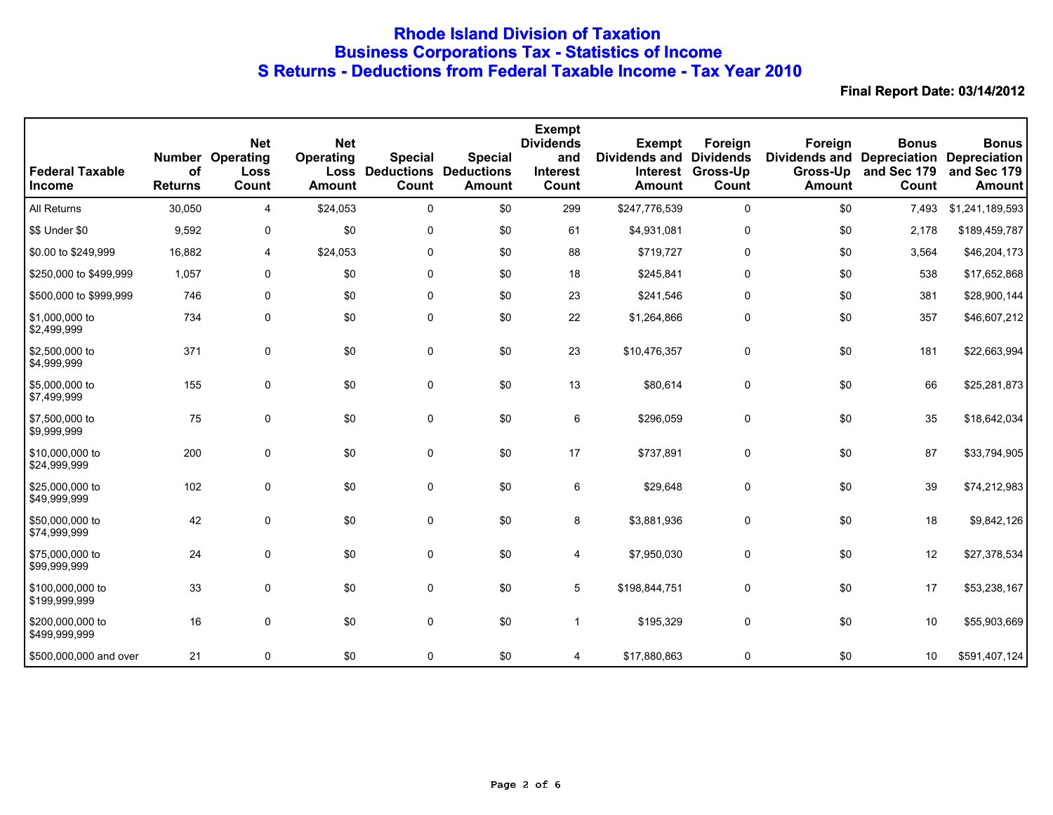# Rhode Island Division of Taxation
# Business Corporations Tax - Statistics of Income
# S Returns - Deductions from Federal Taxable Income - Tax Year 2010

**Final Report Date: 03/14/2012**

| Federal Taxable Income | Number of Returns | Net Operating Loss Count | Net Operating Loss Amount | Special Deductions Count | Special Deductions Amount | Exempt Dividends and Interest Count | Exempt Dividends and Interest Amount | Foreign Dividends Gross-Up Count | Foreign Dividends and Gross-Up Amount | Bonus Depreciation and Sec 179 Count | Bonus Depreciation and Sec 179 Amount |
|---|---|---|---|---|---|---|---|---|---|---|---|
| All Returns | 30,050 | 4 | $24,053 | 0 | $0 | 299 | $247,776,539 | 0 | $0 | 7,493 | $1,241,189,593 |
| $$ Under $0 | 9,592 | 0 | $0 | 0 | $0 | 61 | $4,931,081 | 0 | $0 | 2,178 | $189,459,787 |
| $0.00 to $249,999 | 16,882 | 4 | $24,053 | 0 | $0 | 88 | $719,727 | 0 | $0 | 3,564 | $46,204,173 |
| $250,000 to $499,999 | 1,057 | 0 | $0 | 0 | $0 | 18 | $245,841 | 0 | $0 | 538 | $17,652,868 |
| $500,000 to $999,999 | 746 | 0 | $0 | 0 | $0 | 23 | $241,546 | 0 | $0 | 381 | $28,900,144 |
| $1,000,000 to $2,499,999 | 734 | 0 | $0 | 0 | $0 | 22 | $1,264,866 | 0 | $0 | 357 | $46,607,212 |
| $2,500,000 to $4,999,999 | 371 | 0 | $0 | 0 | $0 | 23 | $10,476,357 | 0 | $0 | 181 | $22,663,994 |
| $5,000,000 to $7,499,999 | 155 | 0 | $0 | 0 | $0 | 13 | $80,614 | 0 | $0 | 66 | $25,281,873 |
| $7,500,000 to $9,999,999 | 75 | 0 | $0 | 0 | $0 | 6 | $296,059 | 0 | $0 | 35 | $18,642,034 |
| $10,000,000 to $24,999,999 | 200 | 0 | $0 | 0 | $0 | 17 | $737,891 | 0 | $0 | 87 | $33,794,905 |
| $25,000,000 to $49,999,999 | 102 | 0 | $0 | 0 | $0 | 6 | $29,648 | 0 | $0 | 39 | $74,212,983 |
| $50,000,000 to $74,999,999 | 42 | 0 | $0 | 0 | $0 | 8 | $3,881,936 | 0 | $0 | 18 | $9,842,126 |
| $75,000,000 to $99,999,999 | 24 | 0 | $0 | 0 | $0 | 4 | $7,950,030 | 0 | $0 | 12 | $27,378,534 |
| $100,000,000 to $199,999,999 | 33 | 0 | $0 | 0 | $0 | 5 | $198,844,751 | 0 | $0 | 17 | $53,238,167 |
| $200,000,000 to $499,999,999 | 16 | 0 | $0 | 0 | $0 | 1 | $195,329 | 0 | $0 | 10 | $55,903,669 |
| $500,000,000 and over | 21 | 0 | $0 | 0 | $0 | 4 | $17,880,863 | 0 | $0 | 10 | $591,407,124 |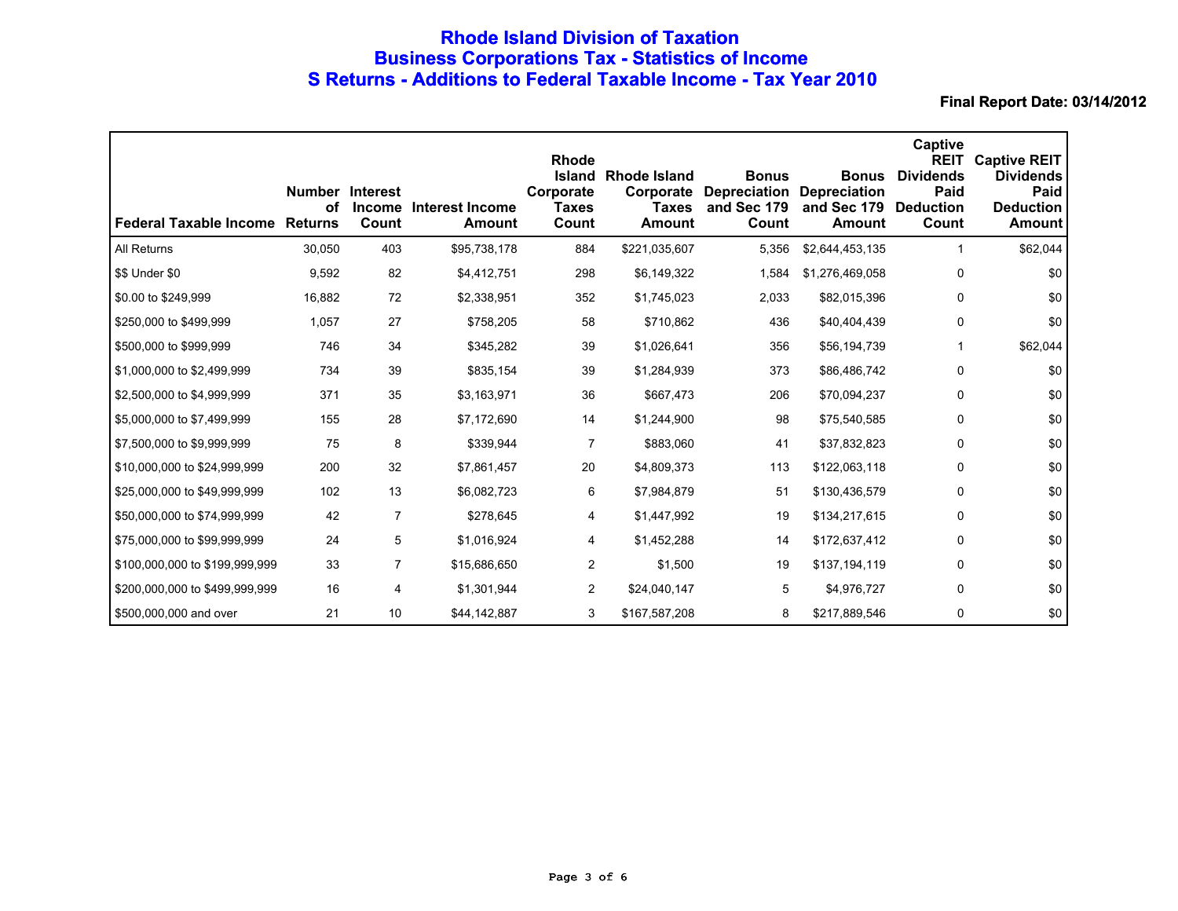# Rhode Island Division of Taxation
# Business Corporations Tax - Statistics of Income
# S Returns - Additions to Federal Taxable Income - Tax Year 2010

**Final Report Date: 03/14/2012**

| Federal Taxable Income | Number of Returns | Interest Income Count | Interest Income Amount | Rhode Island Corporate Taxes Count | Rhode Island Corporate Taxes Amount | Bonus Depreciation and Sec 179 Count | Bonus Depreciation and Sec 179 Amount | Captive REIT Dividends Paid Deduction Count | Captive REIT Dividends Paid Deduction Amount |
|---|---|---|---|---|---|---|---|---|---|
| All Returns | 30,050 | 403 | $95,738,178 | 884 | $221,035,607 | 5,356 | $2,644,453,135 | 1 | $62,044 |
| $$ Under $0 | 9,592 | 82 | $4,412,751 | 298 | $6,149,322 | 1,584 | $1,276,469,058 | 0 | $0 |
| $0.00 to $249,999 | 16,882 | 72 | $2,338,951 | 352 | $1,745,023 | 2,033 | $82,015,396 | 0 | $0 |
| $250,000 to $499,999 | 1,057 | 27 | $758,205 | 58 | $710,862 | 436 | $40,404,439 | 0 | $0 |
| $500,000 to $999,999 | 746 | 34 | $345,282 | 39 | $1,026,641 | 356 | $56,194,739 | 1 | $62,044 |
| $1,000,000 to $2,499,999 | 734 | 39 | $835,154 | 39 | $1,284,939 | 373 | $86,486,742 | 0 | $0 |
| $2,500,000 to $4,999,999 | 371 | 35 | $3,163,971 | 36 | $667,473 | 206 | $70,094,237 | 0 | $0 |
| $5,000,000 to $7,499,999 | 155 | 28 | $7,172,690 | 14 | $1,244,900 | 98 | $75,540,585 | 0 | $0 |
| $7,500,000 to $9,999,999 | 75 | 8 | $339,944 | 7 | $883,060 | 41 | $37,832,823 | 0 | $0 |
| $10,000,000 to $24,999,999 | 200 | 32 | $7,861,457 | 20 | $4,809,373 | 113 | $122,063,118 | 0 | $0 |
| $25,000,000 to $49,999,999 | 102 | 13 | $6,082,723 | 6 | $7,984,879 | 51 | $130,436,579 | 0 | $0 |
| $50,000,000 to $74,999,999 | 42 | 7 | $278,645 | 4 | $1,447,992 | 19 | $134,217,615 | 0 | $0 |
| $75,000,000 to $99,999,999 | 24 | 5 | $1,016,924 | 4 | $1,452,288 | 14 | $172,637,412 | 0 | $0 |
| $100,000,000 to $199,999,999 | 33 | 7 | $15,686,650 | 2 | $1,500 | 19 | $137,194,119 | 0 | $0 |
| $200,000,000 to $499,999,999 | 16 | 4 | $1,301,944 | 2 | $24,040,147 | 5 | $4,976,727 | 0 | $0 |
| $500,000,000 and over | 21 | 10 | $44,142,887 | 3 | $167,587,208 | 8 | $217,889,546 | 0 | $0 |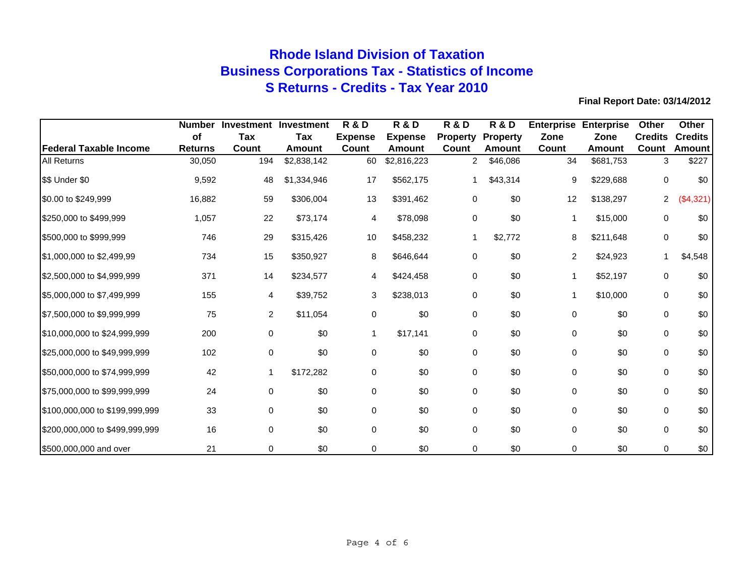# Rhode Island Division of Taxation
# Business Corporations Tax - Statistics of Income
# S Returns - Credits - Tax Year 2010

**Final Report Date: 03/14/2012**

| Federal Taxable Income | Number of Returns | Investment Tax Count | Investment Tax Amount | R & D Expense Count | R & D Expense Amount | R & D Property Count | R & D Property Amount | Enterprise Zone Count | Enterprise Zone Amount | Other Credits Count | Other Credits Amount |
|---|---|---|---|---|---|---|---|---|---|---|---|
| All Returns | 30,050 | 194 | $2,838,142 | 60 | $2,816,223 | 2 | $46,086 | 34 | $681,753 | 3 | $227 |
| $$ Under $0 | 9,592 | 48 | $1,334,946 | 17 | $562,175 | 1 | $43,314 | 9 | $229,688 | 0 | $0 |
| $0.00 to $249,999 | 16,882 | 59 | $306,004 | 13 | $391,462 | 0 | $0 | 12 | $138,297 | 2 | ($4,321) |
| $250,000 to $499,999 | 1,057 | 22 | $73,174 | 4 | $78,098 | 0 | $0 | 1 | $15,000 | 0 | $0 |
| $500,000 to $999,999 | 746 | 29 | $315,426 | 10 | $458,232 | 1 | $2,772 | 8 | $211,648 | 0 | $0 |
| $1,000,000 to $2,499,99 | 734 | 15 | $350,927 | 8 | $646,644 | 0 | $0 | 2 | $24,923 | 1 | $4,548 |
| $2,500,000 to $4,999,999 | 371 | 14 | $234,577 | 4 | $424,458 | 0 | $0 | 1 | $52,197 | 0 | $0 |
| $5,000,000 to $7,499,999 | 155 | 4 | $39,752 | 3 | $238,013 | 0 | $0 | 1 | $10,000 | 0 | $0 |
| $7,500,000 to $9,999,999 | 75 | 2 | $11,054 | 0 | $0 | 0 | $0 | 0 | $0 | 0 | $0 |
| $10,000,000 to $24,999,999 | 200 | 0 | $0 | 1 | $17,141 | 0 | $0 | 0 | $0 | 0 | $0 |
| $25,000,000 to $49,999,999 | 102 | 0 | $0 | 0 | $0 | 0 | $0 | 0 | $0 | 0 | $0 |
| $50,000,000 to $74,999,999 | 42 | 1 | $172,282 | 0 | $0 | 0 | $0 | 0 | $0 | 0 | $0 |
| $75,000,000 to $99,999,999 | 24 | 0 | $0 | 0 | $0 | 0 | $0 | 0 | $0 | 0 | $0 |
| $100,000,000 to $199,999,999 | 33 | 0 | $0 | 0 | $0 | 0 | $0 | 0 | $0 | 0 | $0 |
| $200,000,000 to $499,999,999 | 16 | 0 | $0 | 0 | $0 | 0 | $0 | 0 | $0 | 0 | $0 |
| $500,000,000 and over | 21 | 0 | $0 | 0 | $0 | 0 | $0 | 0 | $0 | 0 | $0 |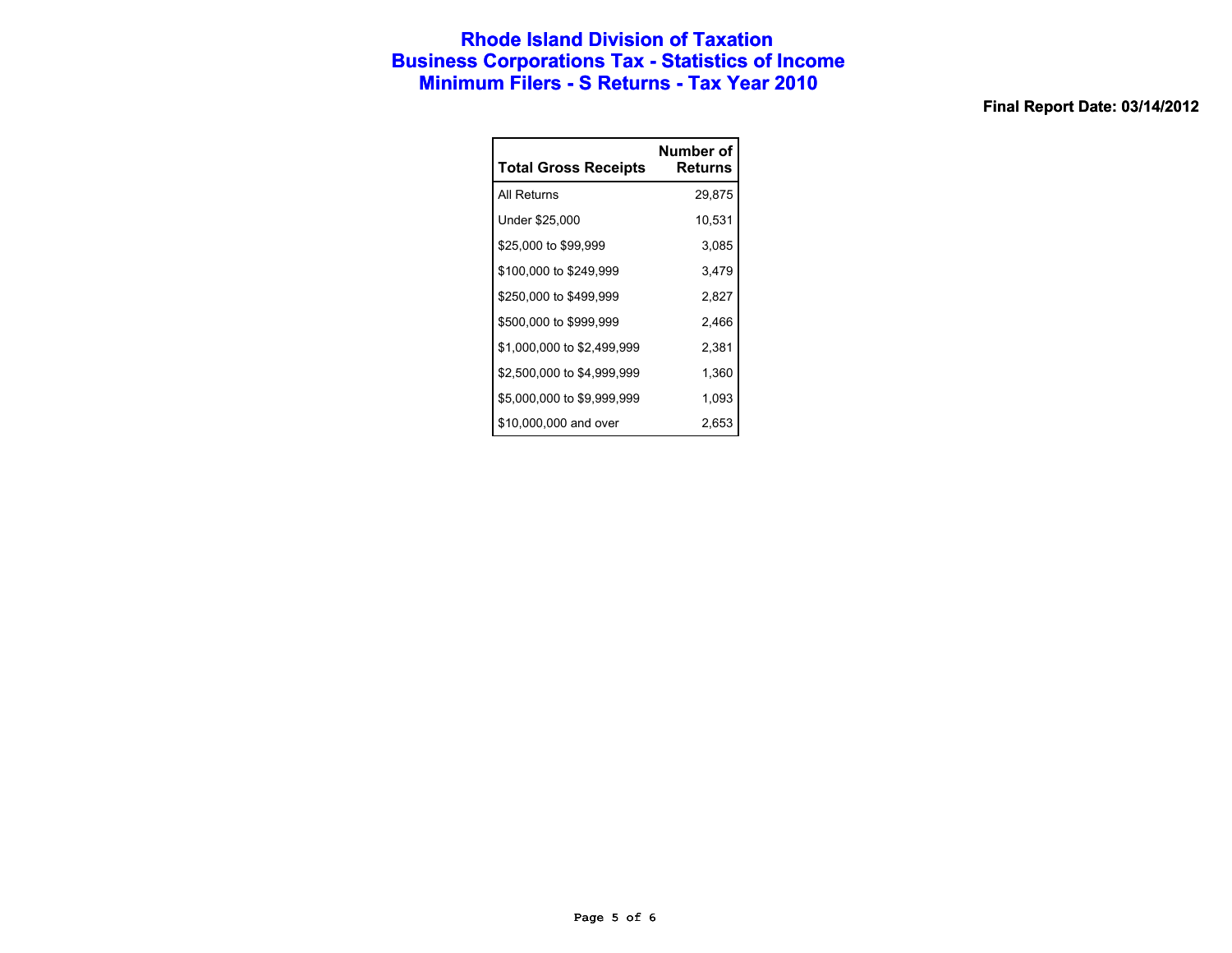# Rhode Island Division of Taxation
## Business Corporations Tax - Statistics of Income
## Minimum Filers - S Returns - Tax Year 2010

**Final Report Date: 03/14/2012**

| Total Gross Receipts | Number of Returns |
|---|---:|
| All Returns | 29,875 |
| Under $25,000 | 10,531 |
| $25,000 to $99,999 | 3,085 |
| $100,000 to $249,999 | 3,479 |
| $250,000 to $499,999 | 2,827 |
| $500,000 to $999,999 | 2,466 |
| $1,000,000 to $2,499,999 | 2,381 |
| $2,500,000 to $4,999,999 | 1,360 |
| $5,000,000 to $9,999,999 | 1,093 |
| $10,000,000 and over | 2,653 |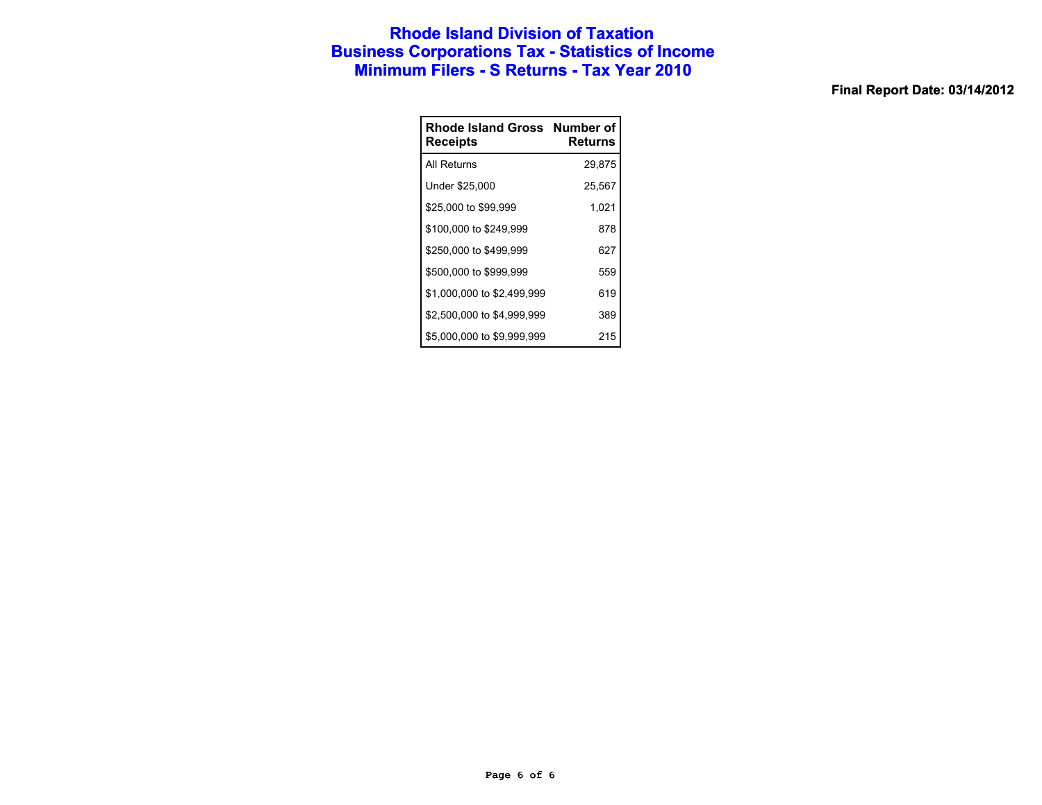# Rhode Island Division of Taxation
# Business Corporations Tax - Statistics of Income
# Minimum Filers - S Returns - Tax Year 2010

**Final Report Date: 03/14/2012**

| Rhode Island Gross Receipts | Number of Returns |
|---|---|
| All Returns | 29,875 |
| Under $25,000 | 25,567 |
| $25,000 to $99,999 | 1,021 |
| $100,000 to $249,999 | 878 |
| $250,000 to $499,999 | 627 |
| $500,000 to $999,999 | 559 |
| $1,000,000 to $2,499,999 | 619 |
| $2,500,000 to $4,999,999 | 389 |
| $5,000,000 to $9,999,999 | 215 |